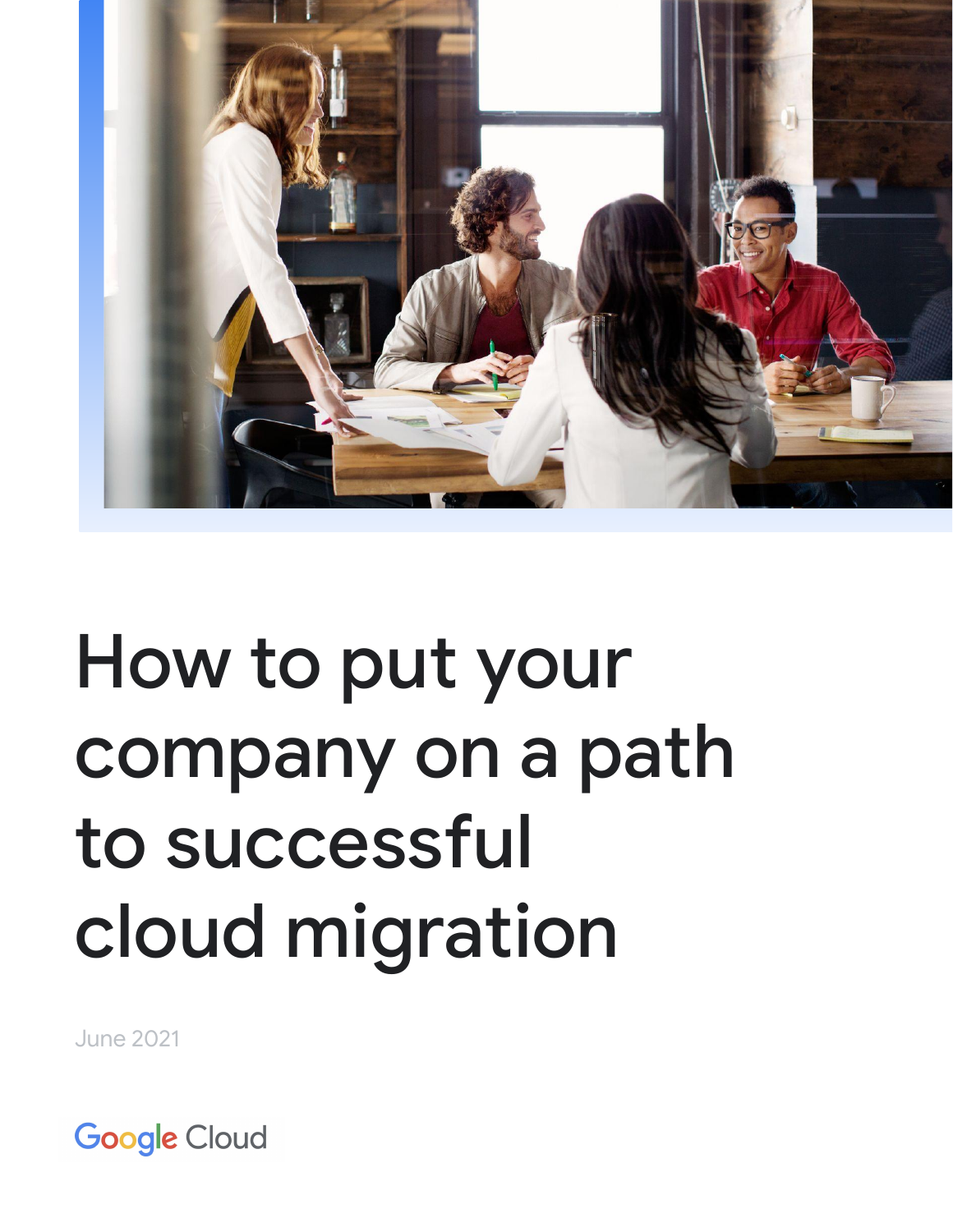# How to put your company on a path to successful cloud migration

June 2021

Google Cloud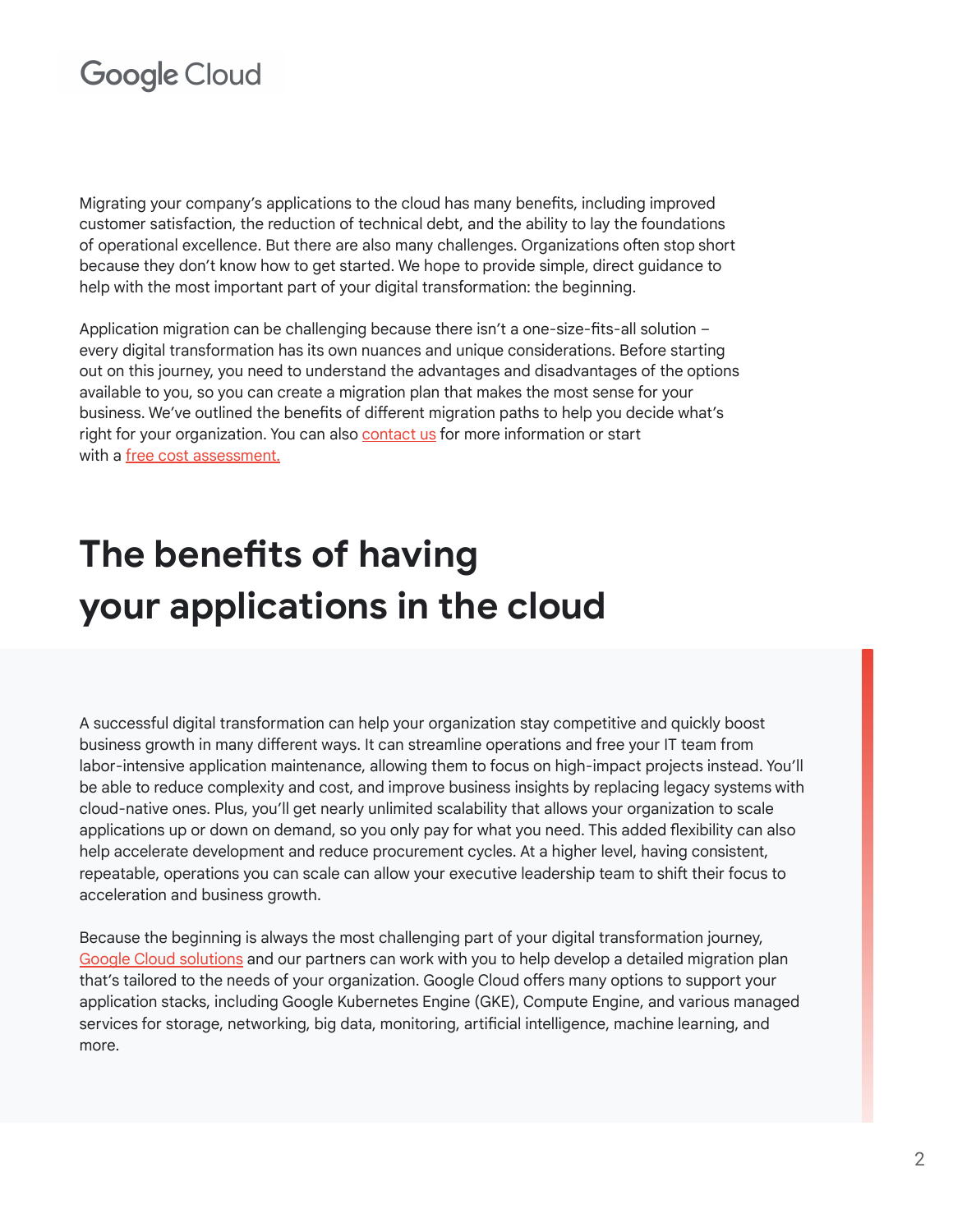Migrating your company's applications to the cloud has many benefits, including improved customer satisfaction, the reduction of technical debt, and the ability to lay the foundations of operational excellence. But there are also many challenges. Organizations often stop short because they don't know how to get started. We hope to provide simple, direct guidance to help with the most important part of your digital transformation: the beginning.

Application migration can be challenging because there isn't a one-size-fits-all solution – every digital transformation has its own nuances and unique considerations. Before starting out on this journey, you need to understand the advantages and disadvantages of the options available to you, so you can create a migration plan that makes the most sense for your business. We've outlined the benefits of different migration paths to help you decide what's right for your organization. You can also contact us for more information or start with a free cost assessment.

# The benefits of having your applications in the cloud

A successful digital transformation can help your organization stay competitive and quickly boost business growth in many different ways. It can streamline operations and free your IT team from labor-intensive application maintenance, allowing them to focus on high-impact projects instead. You'll be able to reduce complexity and cost, and improve business insights by replacing legacy systems with cloud-native ones. Plus, you'll get nearly unlimited scalability that allows your organization to scale applications up or down on demand, so you only pay for what you need. This added flexibility can also help accelerate development and reduce procurement cycles. At a higher level, having consistent, repeatable, operations you can scale can allow your executive leadership team to shift their focus to acceleration and business growth.

Because the beginning is always the most challenging part of your digital transformation journey, Google Cloud solutions and our partners can work with you to help develop a detailed migration plan that's tailored to the needs of your organization. Google Cloud offers many options to support your application stacks, including Google Kubernetes Engine (GKE), Compute Engine, and various managed services for storage, networking, big data, monitoring, artificial intelligence, machine learning, and more.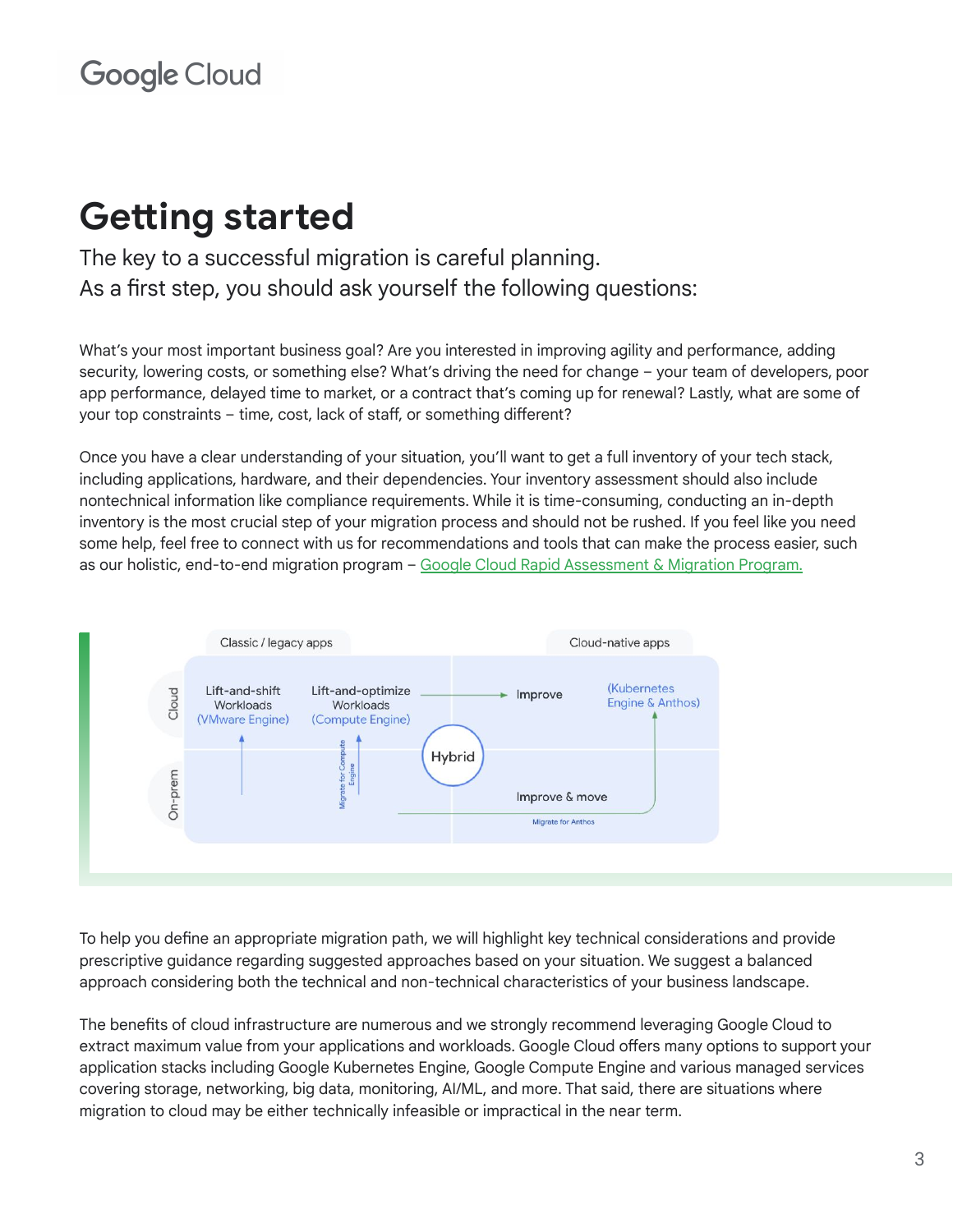# Getting started

The key to a successful migration is careful planning.
As a first step, you should ask yourself the following questions:

What's your most important business goal? Are you interested in improving agility and performance, adding security, lowering costs, or something else? What's driving the need for change – your team of developers, poor app performance, delayed time to market, or a contract that's coming up for renewal? Lastly, what are some of your top constraints – time, cost, lack of staff, or something different?

Once you have a clear understanding of your situation, you'll want to get a full inventory of your tech stack, including applications, hardware, and their dependencies. Your inventory assessment should also include nontechnical information like compliance requirements. While it is time-consuming, conducting an in-depth inventory is the most crucial step of your migration process and should not be rushed. If you feel like you need some help, feel free to connect with us for recommendations and tools that can make the process easier, such as our holistic, end-to-end migration program – Google Cloud Rapid Assessment & Migration Program.

To help you define an appropriate migration path, we will highlight key technical considerations and provide prescriptive guidance regarding suggested approaches based on your situation. We suggest a balanced approach considering both the technical and non-technical characteristics of your business landscape.

The benefits of cloud infrastructure are numerous and we strongly recommend leveraging Google Cloud to extract maximum value from your applications and workloads. Google Cloud offers many options to support your application stacks including Google Kubernetes Engine, Google Compute Engine and various managed services covering storage, networking, big data, monitoring, AI/ML, and more. That said, there are situations where migration to cloud may be either technically infeasible or impractical in the near term.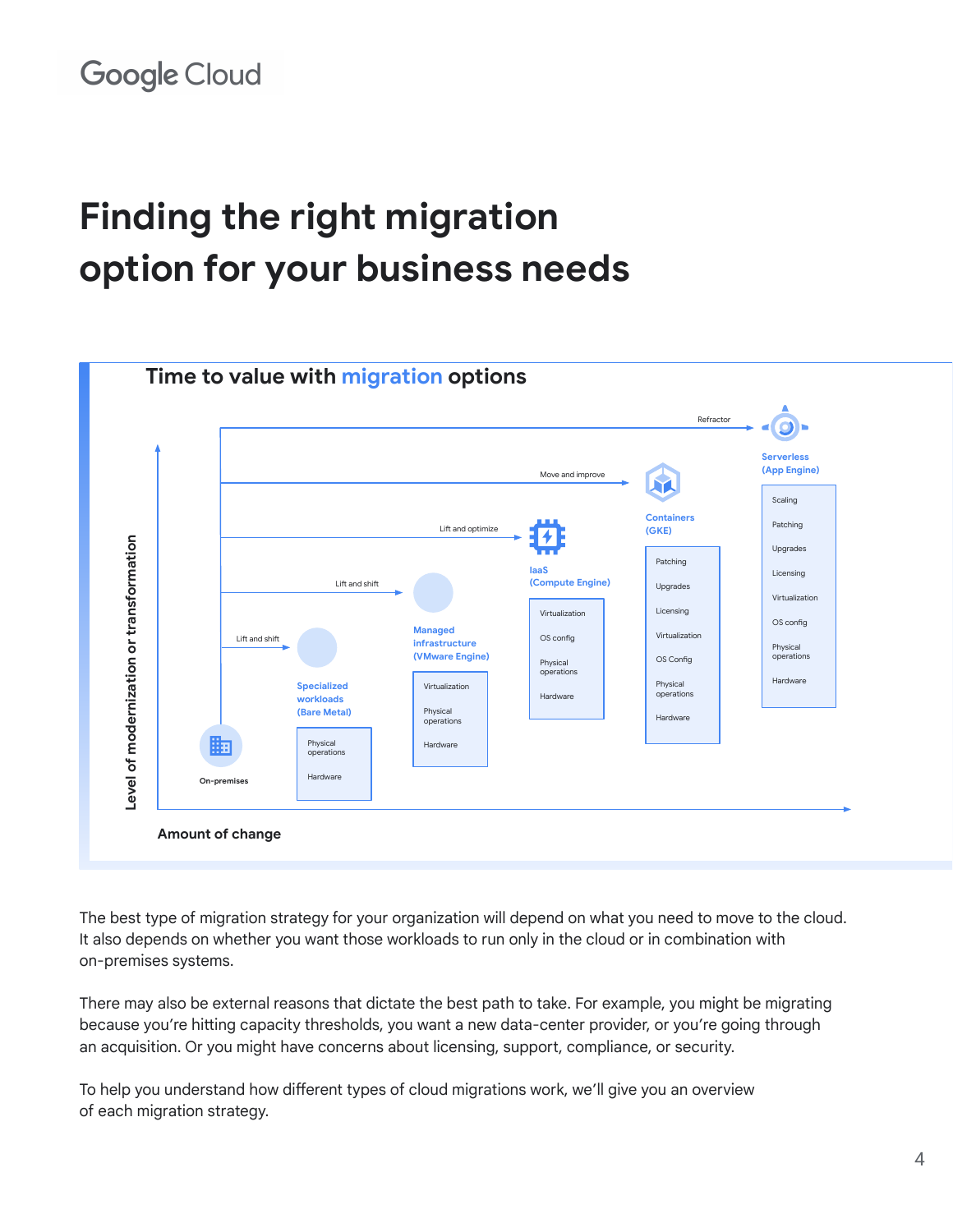# Finding the right migration option for your business needs

## Time to value with migration options

Level of modernization or transformation

- On-premises
- Lift and shift → Specialized workloads (Bare Metal): Physical operations, Hardware
- Lift and shift → Managed infrastructure (VMware Engine): Virtualization, Physical operations, Hardware
- Lift and optimize → IaaS (Compute Engine): Virtualization, OS config, Physical operations, Hardware
- Move and improve → Containers (GKE): Patching, Upgrades, Licensing, Virtualization, OS Config, Physical operations, Hardware
- Refactor → Serverless (App Engine): Scaling, Patching, Upgrades, Licensing, Virtualization, OS config, Physical operations, Hardware

Amount of change

The best type of migration strategy for your organization will depend on what you need to move to the cloud. It also depends on whether you want those workloads to run only in the cloud or in combination with on-premises systems.

There may also be external reasons that dictate the best path to take. For example, you might be migrating because you're hitting capacity thresholds, you want a new data-center provider, or you're going through an acquisition. Or you might have concerns about licensing, support, compliance, or security.

To help you understand how different types of cloud migrations work, we'll give you an overview of each migration strategy.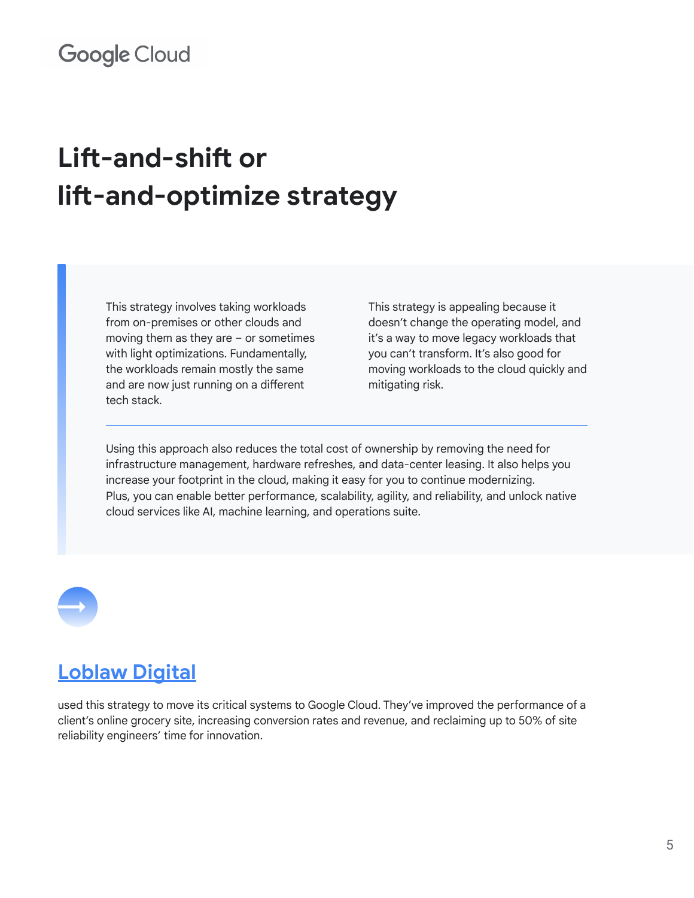# Lift-and-shift or lift-and-optimize strategy

This strategy involves taking workloads from on-premises or other clouds and moving them as they are – or sometimes with light optimizations. Fundamentally, the workloads remain mostly the same and are now just running on a different tech stack.

This strategy is appealing because it doesn't change the operating model, and it's a way to move legacy workloads that you can't transform. It's also good for moving workloads to the cloud quickly and mitigating risk.

Using this approach also reduces the total cost of ownership by removing the need for infrastructure management, hardware refreshes, and data-center leasing. It also helps you increase your footprint in the cloud, making it easy for you to continue modernizing. Plus, you can enable better performance, scalability, agility, and reliability, and unlock native cloud services like AI, machine learning, and operations suite.

## Loblaw Digital

used this strategy to move its critical systems to Google Cloud. They've improved the performance of a client's online grocery site, increasing conversion rates and revenue, and reclaiming up to 50% of site reliability engineers' time for innovation.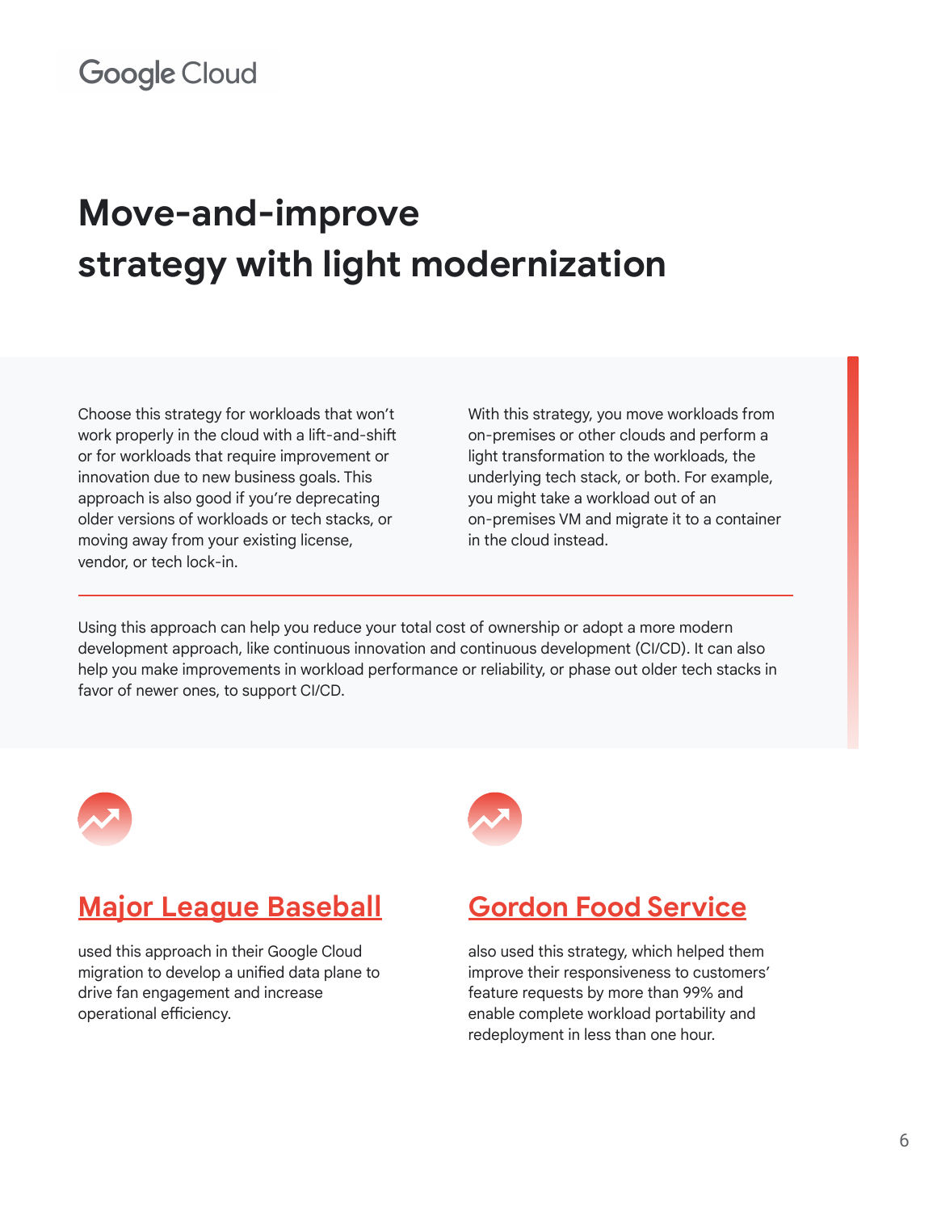# Move-and-improve strategy with light modernization

Choose this strategy for workloads that won't work properly in the cloud with a lift-and-shift or for workloads that require improvement or innovation due to new business goals. This approach is also good if you're deprecating older versions of workloads or tech stacks, or moving away from your existing license, vendor, or tech lock-in.

With this strategy, you move workloads from on-premises or other clouds and perform a light transformation to the workloads, the underlying tech stack, or both. For example, you might take a workload out of an on-premises VM and migrate it to a container in the cloud instead.

Using this approach can help you reduce your total cost of ownership or adopt a more modern development approach, like continuous innovation and continuous development (CI/CD). It can also help you make improvements in workload performance or reliability, or phase out older tech stacks in favor of newer ones, to support CI/CD.

## Major League Baseball

used this approach in their Google Cloud migration to develop a unified data plane to drive fan engagement and increase operational efficiency.

## Gordon Food Service

also used this strategy, which helped them improve their responsiveness to customers' feature requests by more than 99% and enable complete workload portability and redeployment in less than one hour.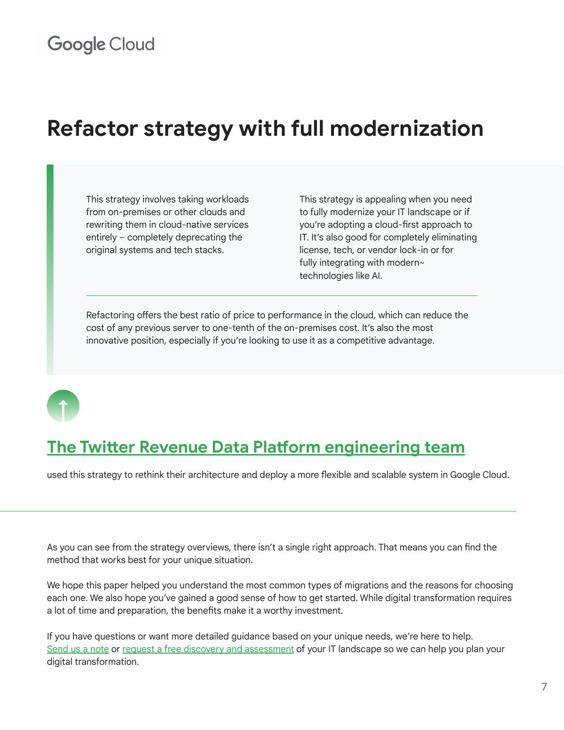# Refactor strategy with full modernization

This strategy involves taking workloads from on-premises or other clouds and rewriting them in cloud-native services entirely – completely deprecating the original systems and tech stacks.

This strategy is appealing when you need to fully modernize your IT landscape or if you're adopting a cloud-first approach to IT. It's also good for completely eliminating license, tech, or vendor lock-in or for fully integrating with modern~ technologies like AI.

Refactoring offers the best ratio of price to performance in the cloud, which can reduce the cost of any previous server to one-tenth of the on-premises cost. It's also the most innovative position, especially if you're looking to use it as a competitive advantage.

## The Twitter Revenue Data Platform engineering team

used this strategy to rethink their architecture and deploy a more flexible and scalable system in Google Cloud.

---

As you can see from the strategy overviews, there isn't a single right approach. That means you can find the method that works best for your unique situation.

We hope this paper helped you understand the most common types of migrations and the reasons for choosing each one. We also hope you've gained a good sense of how to get started. While digital transformation requires a lot of time and preparation, the benefits make it a worthy investment.

If you have questions or want more detailed guidance based on your unique needs, we're here to help. Send us a note or request a free discovery and assessment of your IT landscape so we can help you plan your digital transformation.